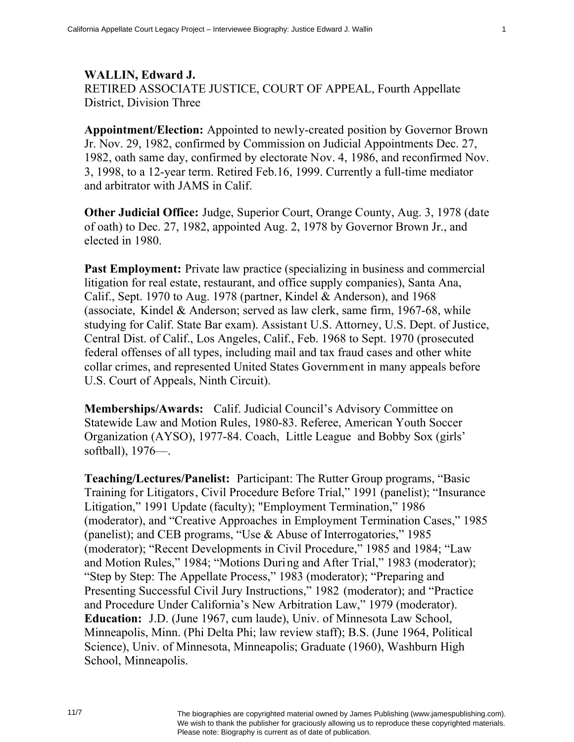**WALLIN, Edward J.**
RETIRED ASSOCIATE JUSTICE, COURT OF APPEAL, Fourth Appellate District, Division Three

**Appointment/Election:** Appointed to newly-created position by Governor Brown Jr. Nov. 29, 1982, confirmed by Commission on Judicial Appointments Dec. 27, 1982, oath same day, confirmed by electorate Nov. 4, 1986, and reconfirmed Nov. 3, 1998, to a 12-year term. Retired Feb.16, 1999. Currently a full-time mediator and arbitrator with JAMS in Calif.

**Other Judicial Office:** Judge, Superior Court, Orange County, Aug. 3, 1978 (date of oath) to Dec. 27, 1982, appointed Aug. 2, 1978 by Governor Brown Jr., and elected in 1980.

**Past Employment:** Private law practice (specializing in business and commercial litigation for real estate, restaurant, and office supply companies), Santa Ana, Calif., Sept. 1970 to Aug. 1978 (partner, Kindel & Anderson), and 1968 (associate, Kindel & Anderson; served as law clerk, same firm, 1967-68, while studying for Calif. State Bar exam). Assistant U.S. Attorney, U.S. Dept. of Justice, Central Dist. of Calif., Los Angeles, Calif., Feb. 1968 to Sept. 1970 (prosecuted federal offenses of all types, including mail and tax fraud cases and other white collar crimes, and represented United States Government in many appeals before U.S. Court of Appeals, Ninth Circuit).

**Memberships/Awards:** Calif. Judicial Council's Advisory Committee on Statewide Law and Motion Rules, 1980-83. Referee, American Youth Soccer Organization (AYSO), 1977-84. Coach, Little League and Bobby Sox (girls' softball), 1976—.

**Teaching/Lectures/Panelist:** Participant: The Rutter Group programs, "Basic Training for Litigators, Civil Procedure Before Trial," 1991 (panelist); "Insurance Litigation," 1991 Update (faculty); "Employment Termination," 1986 (moderator), and "Creative Approaches in Employment Termination Cases," 1985 (panelist); and CEB programs, "Use & Abuse of Interrogatories," 1985 (moderator); "Recent Developments in Civil Procedure," 1985 and 1984; "Law and Motion Rules," 1984; "Motions During and After Trial," 1983 (moderator); "Step by Step: The Appellate Process," 1983 (moderator); "Preparing and Presenting Successful Civil Jury Instructions," 1982 (moderator); and "Practice and Procedure Under California's New Arbitration Law," 1979 (moderator).

**Education:** J.D. (June 1967, cum laude), Univ. of Minnesota Law School, Minneapolis, Minn. (Phi Delta Phi; law review staff); B.S. (June 1964, Political Science), Univ. of Minnesota, Minneapolis; Graduate (1960), Washburn High School, Minneapolis.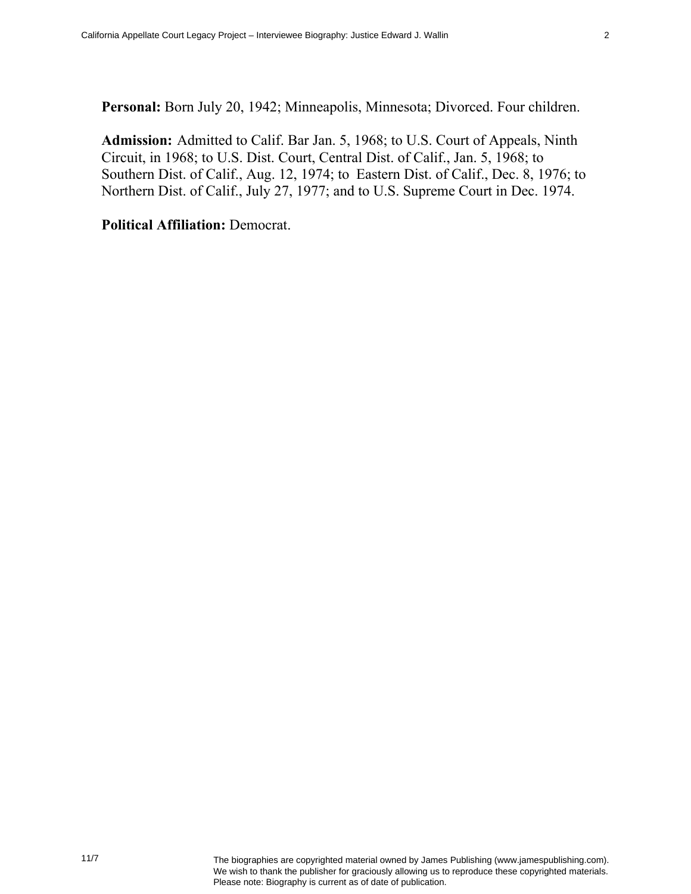**Personal:** Born July 20, 1942; Minneapolis, Minnesota; Divorced. Four children.

**Admission:** Admitted to Calif. Bar Jan. 5, 1968; to U.S. Court of Appeals, Ninth Circuit, in 1968; to U.S. Dist. Court, Central Dist. of Calif., Jan. 5, 1968; to Southern Dist. of Calif., Aug. 12, 1974; to Eastern Dist. of Calif., Dec. 8, 1976; to Northern Dist. of Calif., July 27, 1977; and to U.S. Supreme Court in Dec. 1974.

**Political Affiliation:** Democrat.

11/7

The biographies are copyrighted material owned by James Publishing (www.jamespublishing.com). We wish to thank the publisher for graciously allowing us to reproduce these copyrighted materials. Please note: Biography is current as of date of publication.